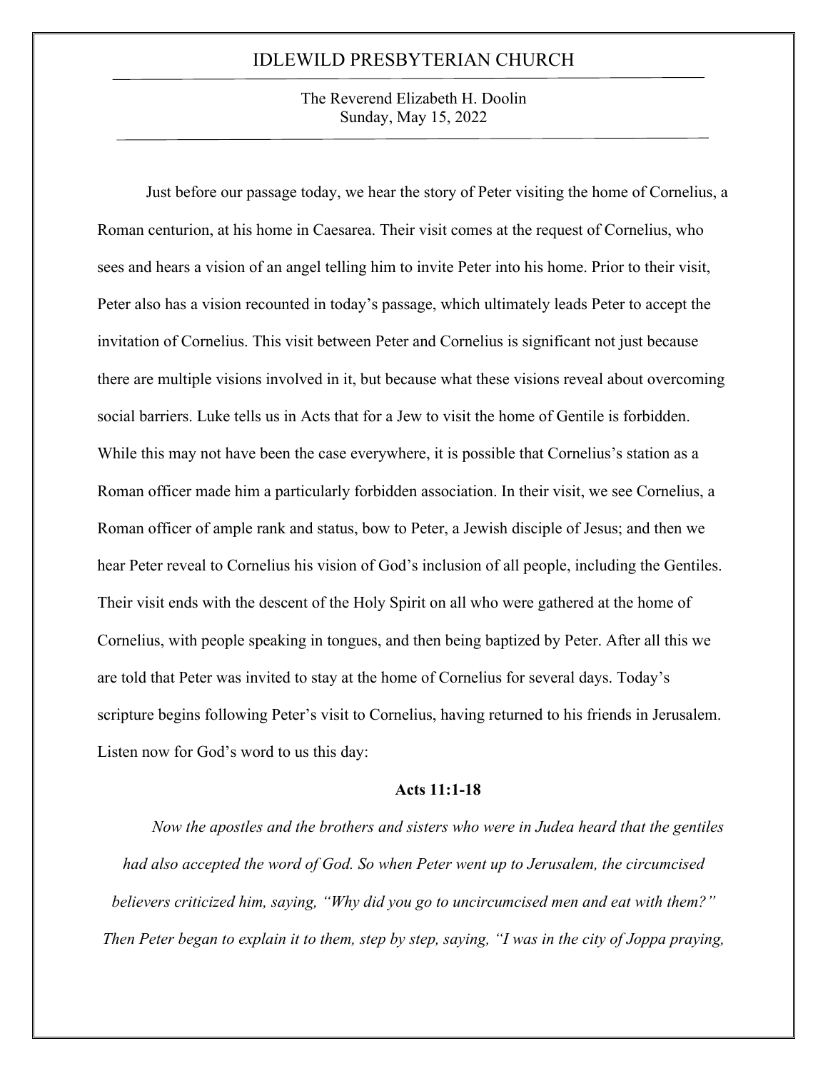# IDLEWILD PRESBYTERIAN CHURCH

The Reverend Elizabeth H. Doolin
Sunday, May 15, 2022

Just before our passage today, we hear the story of Peter visiting the home of Cornelius, a Roman centurion, at his home in Caesarea. Their visit comes at the request of Cornelius, who sees and hears a vision of an angel telling him to invite Peter into his home. Prior to their visit, Peter also has a vision recounted in today's passage, which ultimately leads Peter to accept the invitation of Cornelius. This visit between Peter and Cornelius is significant not just because there are multiple visions involved in it, but because what these visions reveal about overcoming social barriers. Luke tells us in Acts that for a Jew to visit the home of Gentile is forbidden. While this may not have been the case everywhere, it is possible that Cornelius's station as a Roman officer made him a particularly forbidden association. In their visit, we see Cornelius, a Roman officer of ample rank and status, bow to Peter, a Jewish disciple of Jesus; and then we hear Peter reveal to Cornelius his vision of God's inclusion of all people, including the Gentiles. Their visit ends with the descent of the Holy Spirit on all who were gathered at the home of Cornelius, with people speaking in tongues, and then being baptized by Peter. After all this we are told that Peter was invited to stay at the home of Cornelius for several days. Today's scripture begins following Peter's visit to Cornelius, having returned to his friends in Jerusalem. Listen now for God's word to us this day:

**Acts 11:1-18**

*Now the apostles and the brothers and sisters who were in Judea heard that the gentiles had also accepted the word of God. So when Peter went up to Jerusalem, the circumcised believers criticized him, saying, "Why did you go to uncircumcised men and eat with them?" Then Peter began to explain it to them, step by step, saying, "I was in the city of Joppa praying,*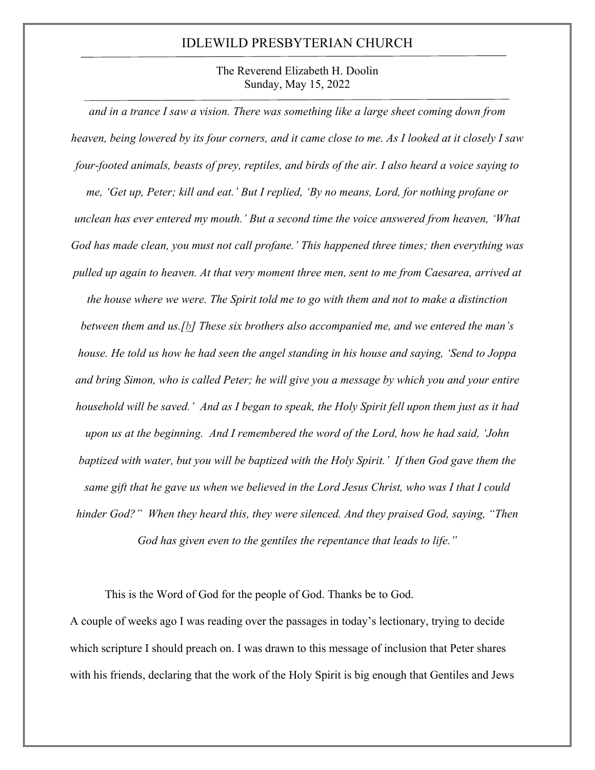*and in a trance I saw a vision. There was something like a large sheet coming down from heaven, being lowered by its four corners, and it came close to me. As I looked at it closely I saw four-footed animals, beasts of prey, reptiles, and birds of the air. I also heard a voice saying to me, 'Get up, Peter; kill and eat.' But I replied, 'By no means, Lord, for nothing profane or unclean has ever entered my mouth.' But a second time the voice answered from heaven, 'What God has made clean, you must not call profane.' This happened three times; then everything was pulled up again to heaven. At that very moment three men, sent to me from Caesarea, arrived at the house where we were. The Spirit told me to go with them and not to make a distinction between them and us.[b] These six brothers also accompanied me, and we entered the man's house. He told us how he had seen the angel standing in his house and saying, 'Send to Joppa and bring Simon, who is called Peter; he will give you a message by which you and your entire household will be saved.' And as I began to speak, the Holy Spirit fell upon them just as it had upon us at the beginning. And I remembered the word of the Lord, how he had said, 'John baptized with water, but you will be baptized with the Holy Spirit.' If then God gave them the same gift that he gave us when we believed in the Lord Jesus Christ, who was I that I could hinder God?" When they heard this, they were silenced. And they praised God, saying, "Then God has given even to the gentiles the repentance that leads to life."*

This is the Word of God for the people of God. Thanks be to God.

A couple of weeks ago I was reading over the passages in today's lectionary, trying to decide which scripture I should preach on. I was drawn to this message of inclusion that Peter shares with his friends, declaring that the work of the Holy Spirit is big enough that Gentiles and Jews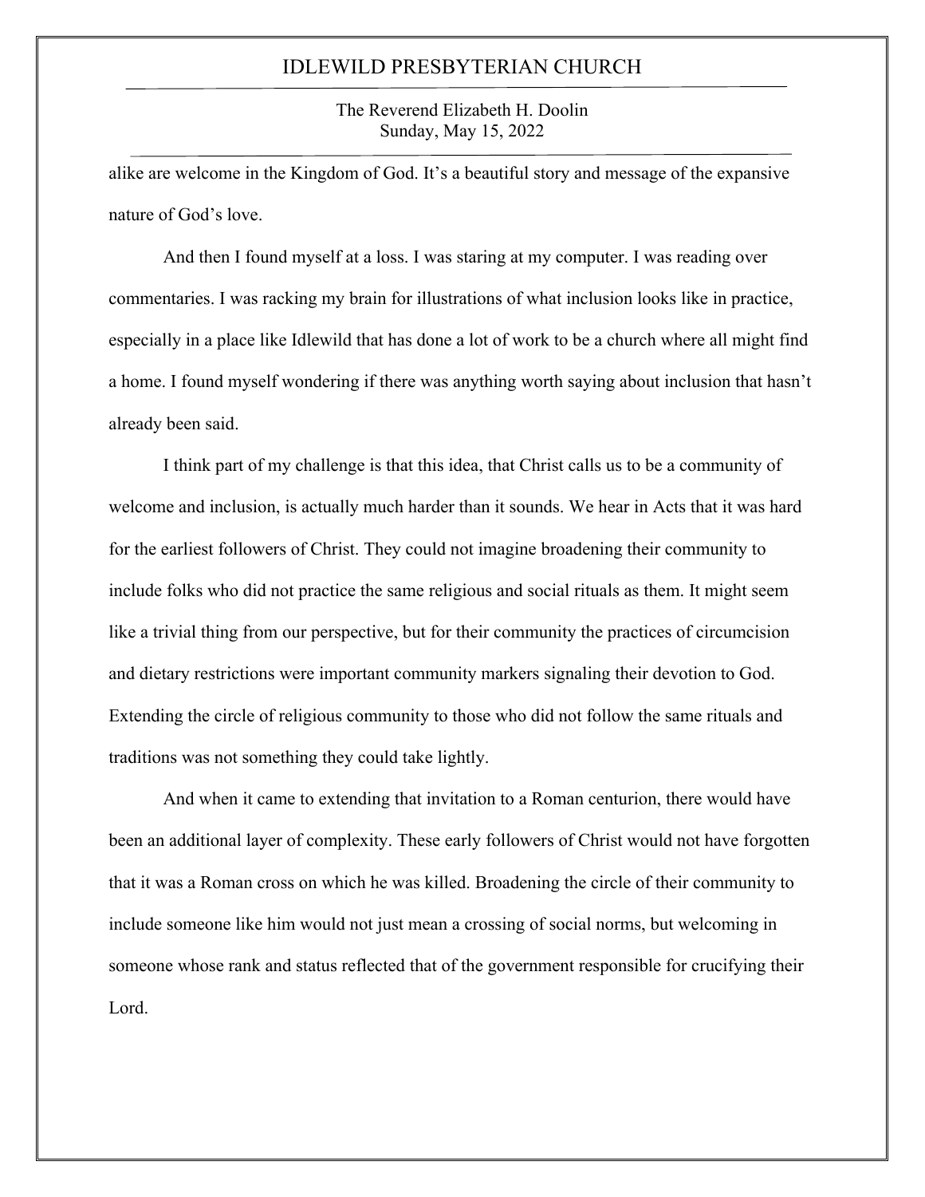alike are welcome in the Kingdom of God. It's a beautiful story and message of the expansive nature of God's love.

And then I found myself at a loss. I was staring at my computer. I was reading over commentaries. I was racking my brain for illustrations of what inclusion looks like in practice, especially in a place like Idlewild that has done a lot of work to be a church where all might find a home. I found myself wondering if there was anything worth saying about inclusion that hasn't already been said.

I think part of my challenge is that this idea, that Christ calls us to be a community of welcome and inclusion, is actually much harder than it sounds. We hear in Acts that it was hard for the earliest followers of Christ. They could not imagine broadening their community to include folks who did not practice the same religious and social rituals as them. It might seem like a trivial thing from our perspective, but for their community the practices of circumcision and dietary restrictions were important community markers signaling their devotion to God. Extending the circle of religious community to those who did not follow the same rituals and traditions was not something they could take lightly.

And when it came to extending that invitation to a Roman centurion, there would have been an additional layer of complexity. These early followers of Christ would not have forgotten that it was a Roman cross on which he was killed. Broadening the circle of their community to include someone like him would not just mean a crossing of social norms, but welcoming in someone whose rank and status reflected that of the government responsible for crucifying their Lord.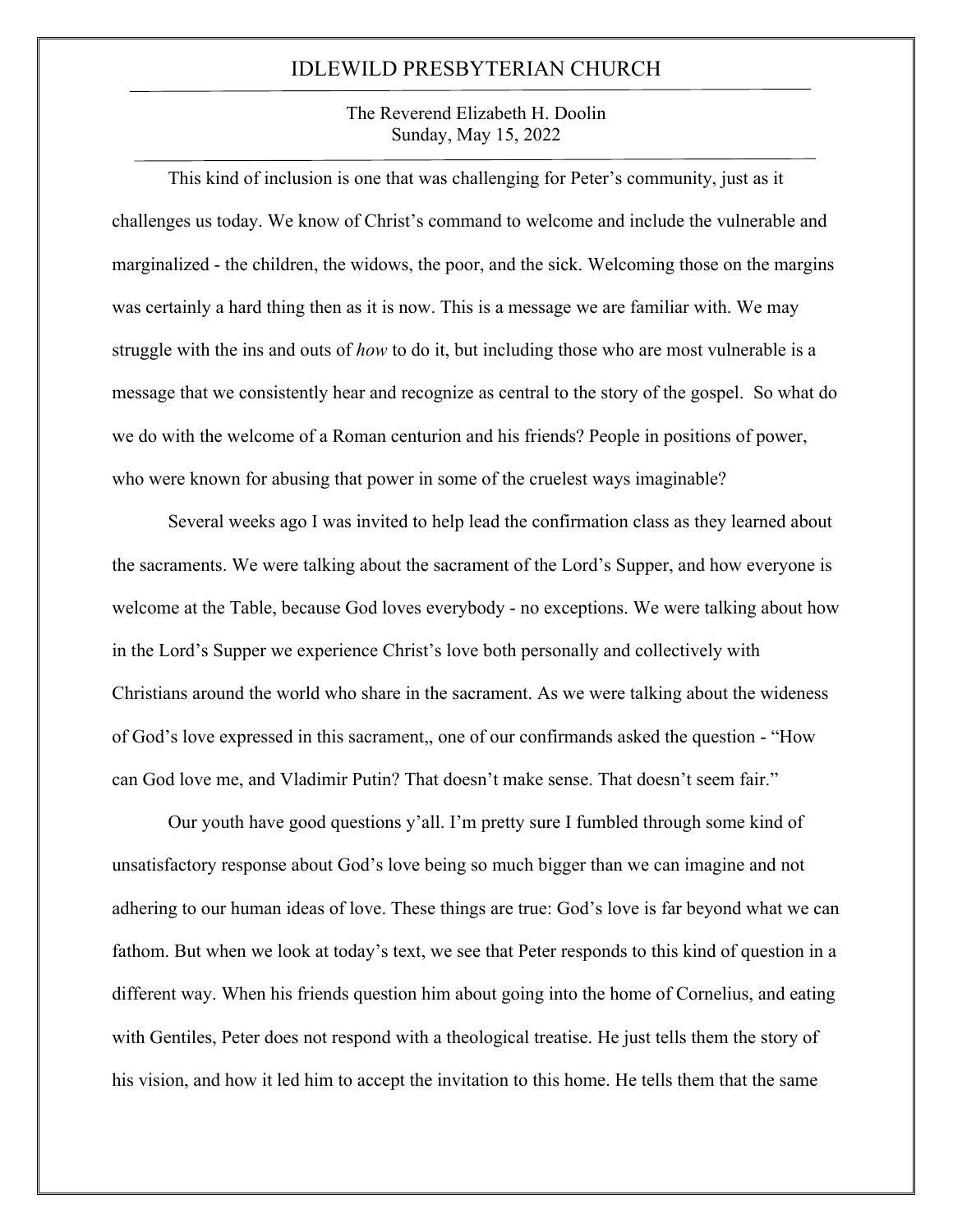This kind of inclusion is one that was challenging for Peter's community, just as it challenges us today. We know of Christ's command to welcome and include the vulnerable and marginalized - the children, the widows, the poor, and the sick. Welcoming those on the margins was certainly a hard thing then as it is now. This is a message we are familiar with. We may struggle with the ins and outs of *how* to do it, but including those who are most vulnerable is a message that we consistently hear and recognize as central to the story of the gospel. So what do we do with the welcome of a Roman centurion and his friends? People in positions of power, who were known for abusing that power in some of the cruelest ways imaginable?

Several weeks ago I was invited to help lead the confirmation class as they learned about the sacraments. We were talking about the sacrament of the Lord's Supper, and how everyone is welcome at the Table, because God loves everybody - no exceptions. We were talking about how in the Lord's Supper we experience Christ's love both personally and collectively with Christians around the world who share in the sacrament. As we were talking about the wideness of God's love expressed in this sacrament,, one of our confirmands asked the question - "How can God love me, and Vladimir Putin? That doesn't make sense. That doesn't seem fair."

Our youth have good questions y'all. I'm pretty sure I fumbled through some kind of unsatisfactory response about God's love being so much bigger than we can imagine and not adhering to our human ideas of love. These things are true: God's love is far beyond what we can fathom. But when we look at today's text, we see that Peter responds to this kind of question in a different way. When his friends question him about going into the home of Cornelius, and eating with Gentiles, Peter does not respond with a theological treatise. He just tells them the story of his vision, and how it led him to accept the invitation to this home. He tells them that the same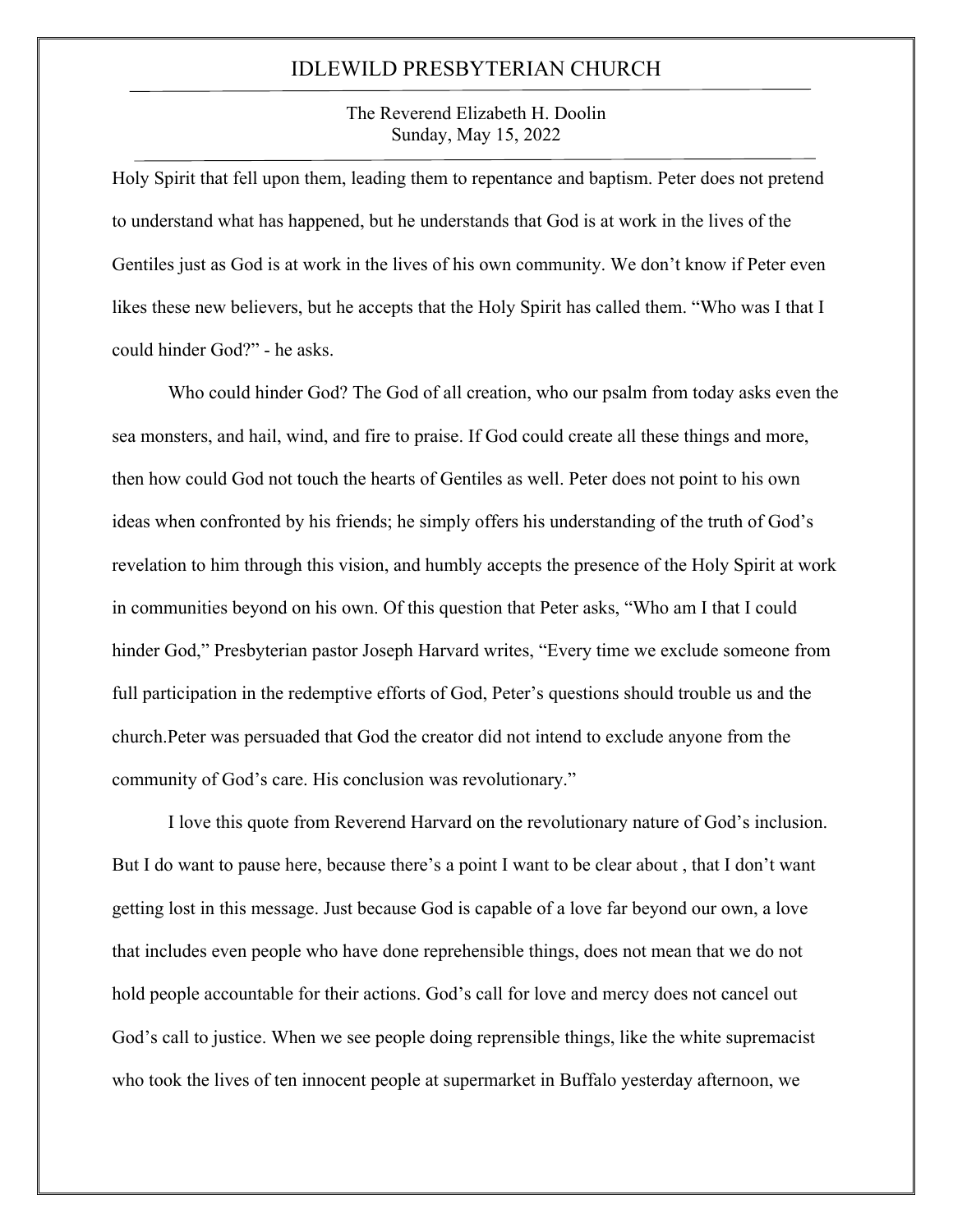Holy Spirit that fell upon them, leading them to repentance and baptism. Peter does not pretend to understand what has happened, but he understands that God is at work in the lives of the Gentiles just as God is at work in the lives of his own community. We don't know if Peter even likes these new believers, but he accepts that the Holy Spirit has called them. "Who was I that I could hinder God?" - he asks.

Who could hinder God? The God of all creation, who our psalm from today asks even the sea monsters, and hail, wind, and fire to praise. If God could create all these things and more, then how could God not touch the hearts of Gentiles as well. Peter does not point to his own ideas when confronted by his friends; he simply offers his understanding of the truth of God's revelation to him through this vision, and humbly accepts the presence of the Holy Spirit at work in communities beyond on his own. Of this question that Peter asks, "Who am I that I could hinder God," Presbyterian pastor Joseph Harvard writes, "Every time we exclude someone from full participation in the redemptive efforts of God, Peter's questions should trouble us and the church.Peter was persuaded that God the creator did not intend to exclude anyone from the community of God's care. His conclusion was revolutionary."

I love this quote from Reverend Harvard on the revolutionary nature of God's inclusion. But I do want to pause here, because there's a point I want to be clear about , that I don't want getting lost in this message. Just because God is capable of a love far beyond our own, a love that includes even people who have done reprehensible things, does not mean that we do not hold people accountable for their actions. God's call for love and mercy does not cancel out God's call to justice. When we see people doing reprensible things, like the white supremacist who took the lives of ten innocent people at supermarket in Buffalo yesterday afternoon, we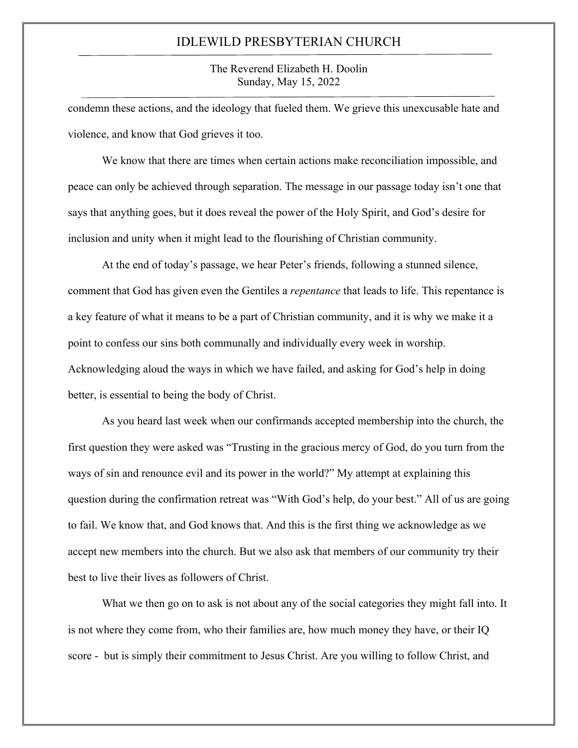condemn these actions, and the ideology that fueled them. We grieve this unexcusable hate and violence, and know that God grieves it too.

We know that there are times when certain actions make reconciliation impossible, and peace can only be achieved through separation. The message in our passage today isn't one that says that anything goes, but it does reveal the power of the Holy Spirit, and God's desire for inclusion and unity when it might lead to the flourishing of Christian community.

At the end of today's passage, we hear Peter's friends, following a stunned silence, comment that God has given even the Gentiles a *repentance* that leads to life. This repentance is a key feature of what it means to be a part of Christian community, and it is why we make it a point to confess our sins both communally and individually every week in worship. Acknowledging aloud the ways in which we have failed, and asking for God's help in doing better, is essential to being the body of Christ.

As you heard last week when our confirmands accepted membership into the church, the first question they were asked was "Trusting in the gracious mercy of God, do you turn from the ways of sin and renounce evil and its power in the world?" My attempt at explaining this question during the confirmation retreat was "With God's help, do your best." All of us are going to fail. We know that, and God knows that. And this is the first thing we acknowledge as we accept new members into the church. But we also ask that members of our community try their best to live their lives as followers of Christ.

What we then go on to ask is not about any of the social categories they might fall into. It is not where they come from, who their families are, how much money they have, or their IQ score - but is simply their commitment to Jesus Christ. Are you willing to follow Christ, and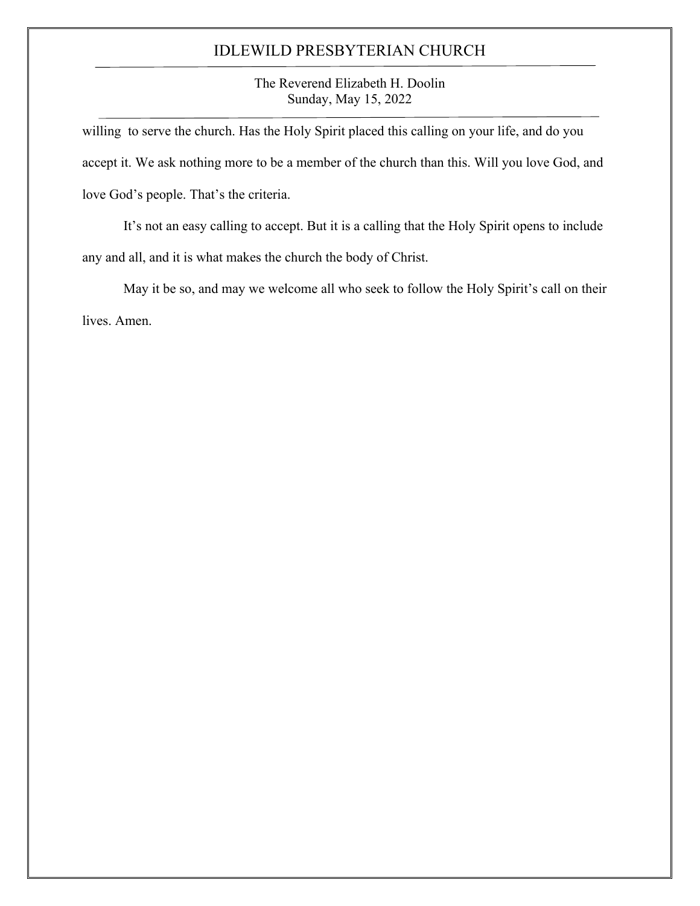willing to serve the church. Has the Holy Spirit placed this calling on your life, and do you accept it. We ask nothing more to be a member of the church than this. Will you love God, and love God's people. That's the criteria.

It's not an easy calling to accept. But it is a calling that the Holy Spirit opens to include any and all, and it is what makes the church the body of Christ.

May it be so, and may we welcome all who seek to follow the Holy Spirit's call on their lives. Amen.